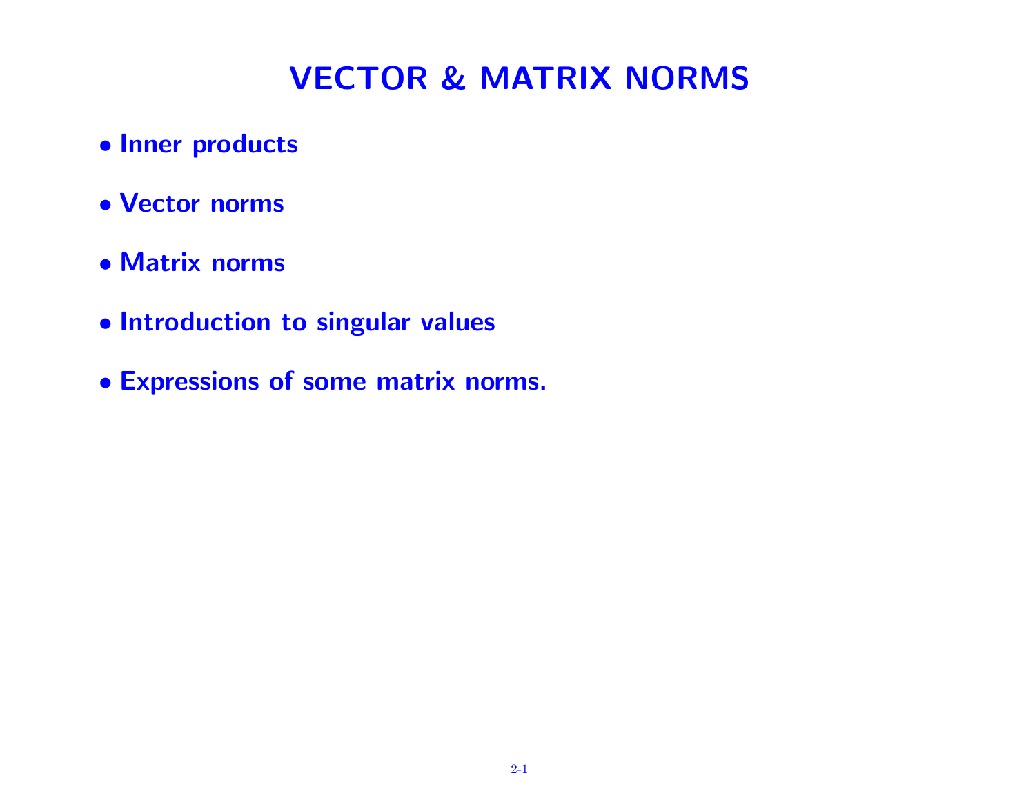# VECTOR & MATRIX NORMS

- **Inner products**
- **Vector norms**
- **Matrix norms**
- **Introduction to singular values**
- **Expressions of some matrix norms.**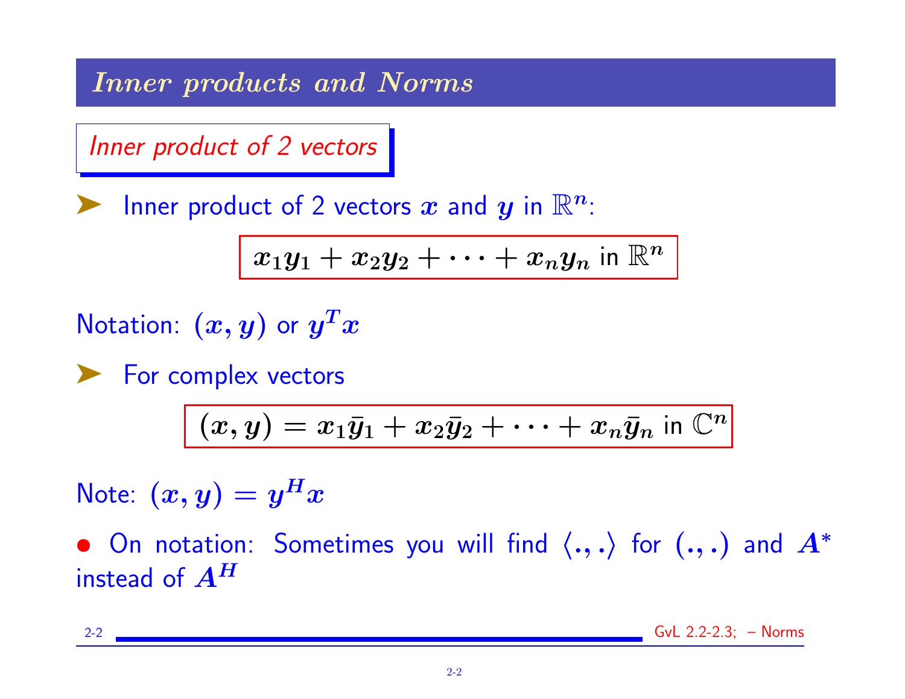## Inner products and Norms

### Inner product of 2 vectors

- Inner product of 2 vectors $x$ and $y$ in $\mathbb{R}^n$:

$$x_1 y_1 + x_2 y_2 + \cdots + x_n y_n \text{ in } \mathbb{R}^n$$

Notation: $(x, y)$ or $y^T x$

- For complex vectors

$$(x, y) = x_1 \bar{y}_1 + x_2 \bar{y}_2 + \cdots + x_n \bar{y}_n \text{ in } \mathbb{C}^n$$

Note: $(x, y) = y^H x$

- On notation: Sometimes you will find $\langle ., . \rangle$ for $(., .)$ and $A^*$ instead of $A^H$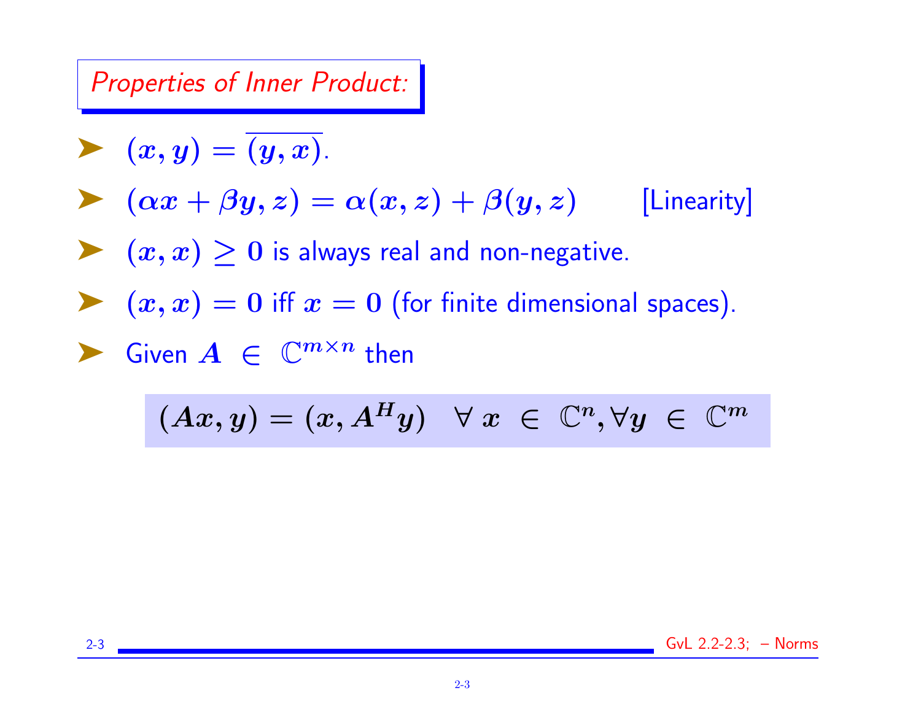## *Properties of Inner Product:*

- $(x, y) = \overline{(y, x)}$.
- $(\alpha x + \beta y, z) = \alpha(x, z) + \beta(y, z)$ [Linearity]
- $(x, x) \geq 0$ is always real and non-negative.
- $(x, x) = 0$ iff $x = 0$ (for finite dimensional spaces).
- Given $A \in \mathbb{C}^{m \times n}$ then

$$(Ax, y) = (x, A^H y) \quad \forall\, x \in \mathbb{C}^n, \forall y \in \mathbb{C}^m$$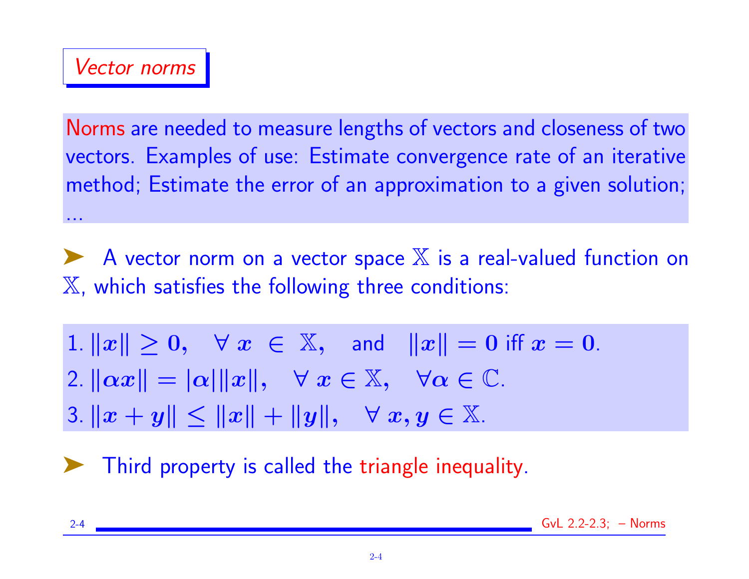## Vector norms

Norms are needed to measure lengths of vectors and closeness of two vectors. Examples of use: Estimate convergence rate of an iterative method; Estimate the error of an approximation to a given solution; ...

➤ A vector norm on a vector space $\mathbb{X}$ is a real-valued function on $\mathbb{X}$, which satisfies the following three conditions:

1. $\|x\| \geq 0, \quad \forall \, x \, \in \, \mathbb{X},$ and $\|x\| = 0$ iff $x = 0$.
2. $\|\alpha x\| = |\alpha| \|x\|, \quad \forall \, x \in \mathbb{X}, \quad \forall \alpha \in \mathbb{C}$.
3. $\|x + y\| \leq \|x\| + \|y\|, \quad \forall \, x, y \in \mathbb{X}$.

➤ Third property is called the triangle inequality.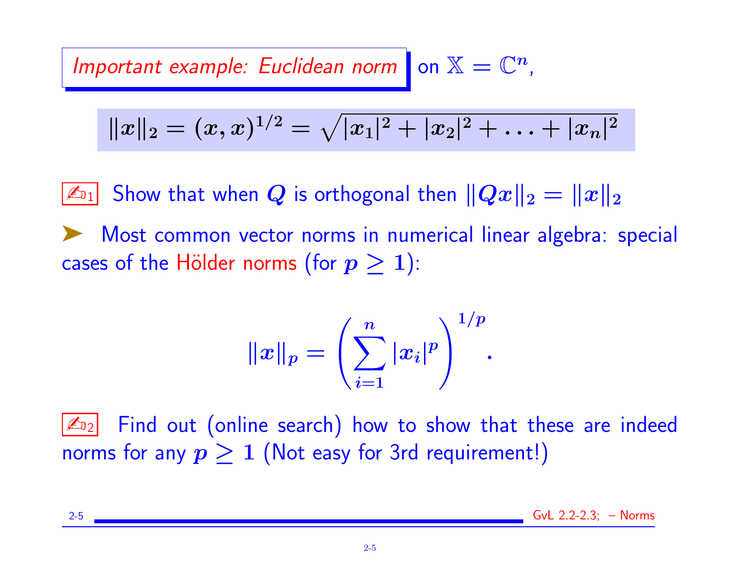*Important example: Euclidean norm* on $\mathbb{X} = \mathbb{C}^n$,

$$\|x\|_2 = (x, x)^{1/2} = \sqrt{|x_1|^2 + |x_2|^2 + \ldots + |x_n|^2}$$

✍1 Show that when $Q$ is orthogonal then $\|Qx\|_2 = \|x\|_2$

➤ Most common vector norms in numerical linear algebra: special cases of the Hölder norms (for $p \geq 1$):

$$\|x\|_p = \left( \sum_{i=1}^{n} |x_i|^p \right)^{1/p}.$$

✍2 Find out (online search) how to show that these are indeed norms for any $p \geq 1$ (Not easy for 3rd requirement!)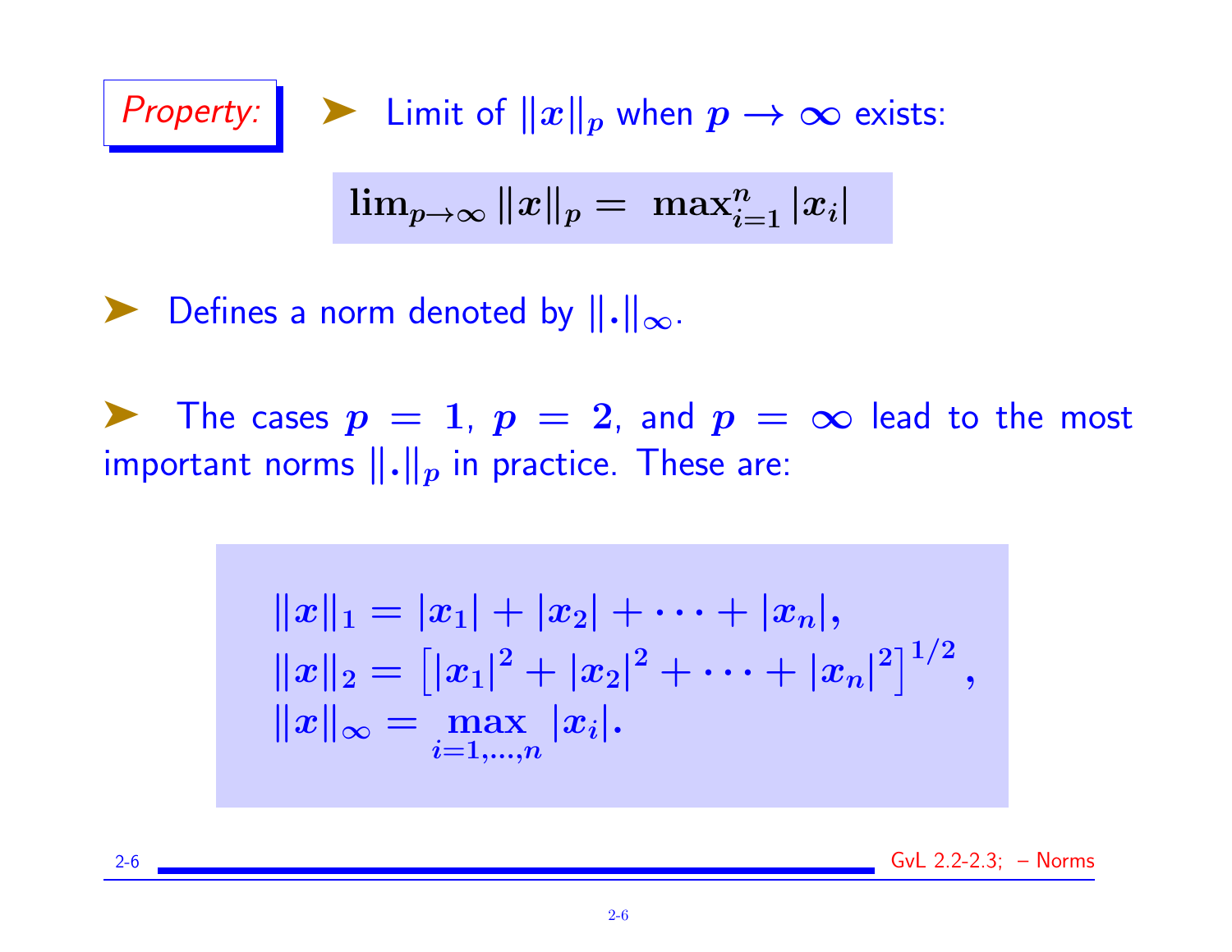*Property:* ➤ Limit of $\|x\|_p$ when $p \to \infty$ exists:

$$\lim_{p\to\infty} \|x\|_p = \max_{i=1}^{n} |x_i|$$

➤ Defines a norm denoted by $\|.\|_\infty$.

➤ The cases $p = 1$, $p = 2$, and $p = \infty$ lead to the most important norms $\|.\|_p$ in practice. These are:

$$\begin{aligned}
\|x\|_1 &= |x_1| + |x_2| + \cdots + |x_n|, \\
\|x\|_2 &= \left[|x_1|^2 + |x_2|^2 + \cdots + |x_n|^2\right]^{1/2}, \\
\|x\|_\infty &= \max_{i=1,\ldots,n} |x_i|.
\end{aligned}$$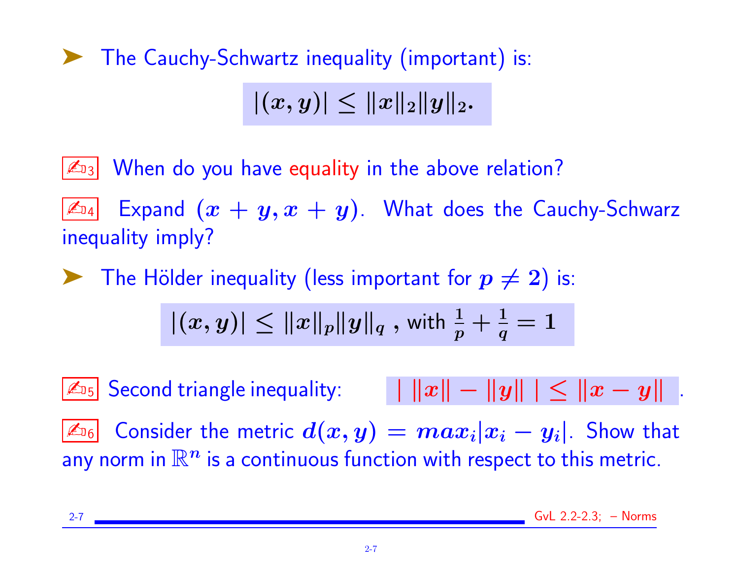➤ The Cauchy-Schwartz inequality (important) is:

$$|(x,y)| \le \|x\|_2 \|y\|_2.$$

✍₃ When do you have equality in the above relation?

✍₄ Expand $(x+y, x+y)$. What does the Cauchy-Schwarz inequality imply?

➤ The Hölder inequality (less important for $p \neq 2$) is:

$$|(x,y)| \le \|x\|_p \|y\|_q \text{ , with } \frac{1}{p} + \frac{1}{q} = 1$$

✍₅ Second triangle inequality: $| \, \|x\| - \|y\| \, | \le \|x - y\|$ .

✍₆ Consider the metric $d(x,y) = max_i |x_i - y_i|$. Show that any norm in $\mathbb{R}^n$ is a continuous function with respect to this metric.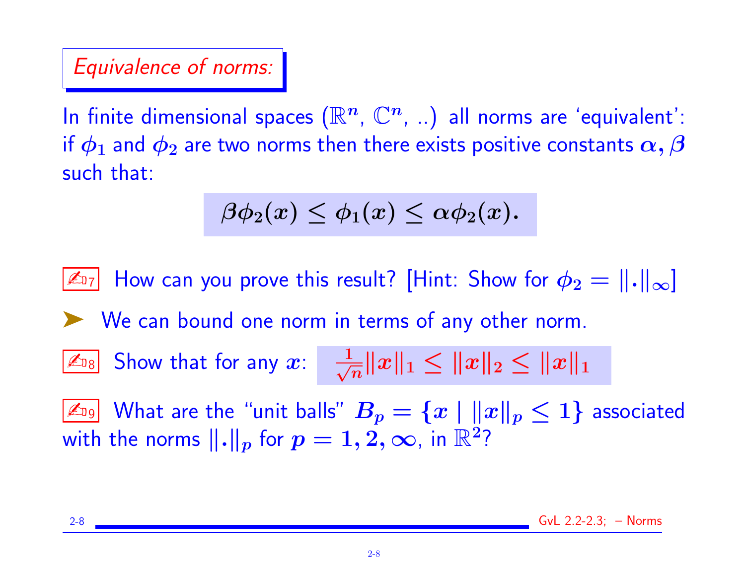## *Equivalence of norms:*

In finite dimensional spaces ($\mathbb{R}^n$, $\mathbb{C}^n$, ..) all norms are 'equivalent': if $\phi_1$ and $\phi_2$ are two norms then there exists positive constants $\alpha, \beta$ such that:

$$\beta \phi_2(x) \leq \phi_1(x) \leq \alpha \phi_2(x).$$

✍7 How can you prove this result? [Hint: Show for $\phi_2 = \|.\|_\infty$]

➤ We can bound one norm in terms of any other norm.

✍8 Show that for any $x$: $\frac{1}{\sqrt{n}} \|x\|_1 \leq \|x\|_2 \leq \|x\|_1$

✍9 What are the "unit balls" $B_p = \{x \mid \|x\|_p \leq 1\}$ associated with the norms $\|.\|_p$ for $p = 1, 2, \infty$, in $\mathbb{R}^2$?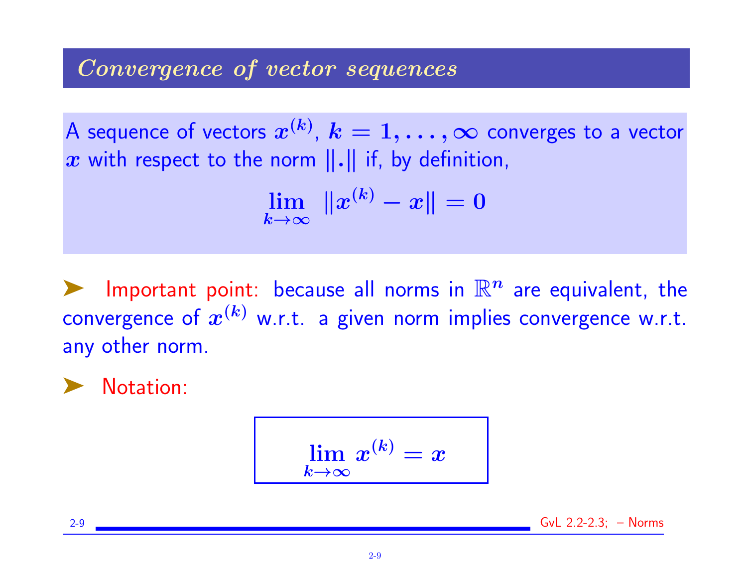## *Convergence of vector sequences*

A sequence of vectors $x^{(k)}$, $k = 1, \ldots, \infty$ converges to a vector $x$ with respect to the norm $\|.\|$ if, by definition,

$$\lim_{k\to\infty} \|x^{(k)} - x\| = 0$$

➤ Important point: because all norms in $\mathbb{R}^n$ are equivalent, the convergence of $x^{(k)}$ w.r.t. a given norm implies convergence w.r.t. any other norm.

➤ Notation:

$$\boxed{\lim_{k\to\infty} x^{(k)} = x}$$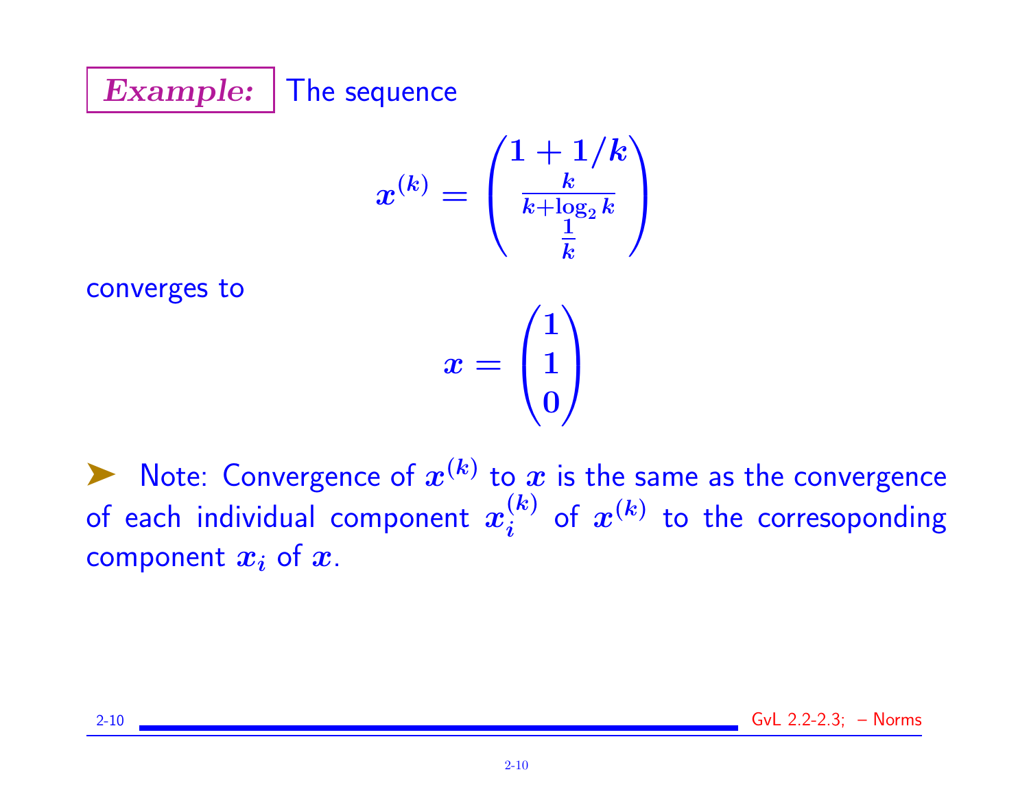**Example:** The sequence

$$x^{(k)} = \begin{pmatrix} 1 + 1/k \\ \frac{k}{k+\log_2 k} \\ \frac{1}{k} \end{pmatrix}$$

converges to

$$x = \begin{pmatrix} 1 \\ 1 \\ 0 \end{pmatrix}$$

➤ Note: Convergence of $x^{(k)}$ to $x$ is the same as the convergence of each individual component $x_i^{(k)}$ of $x^{(k)}$ to the corresoponding component $x_i$ of $x$.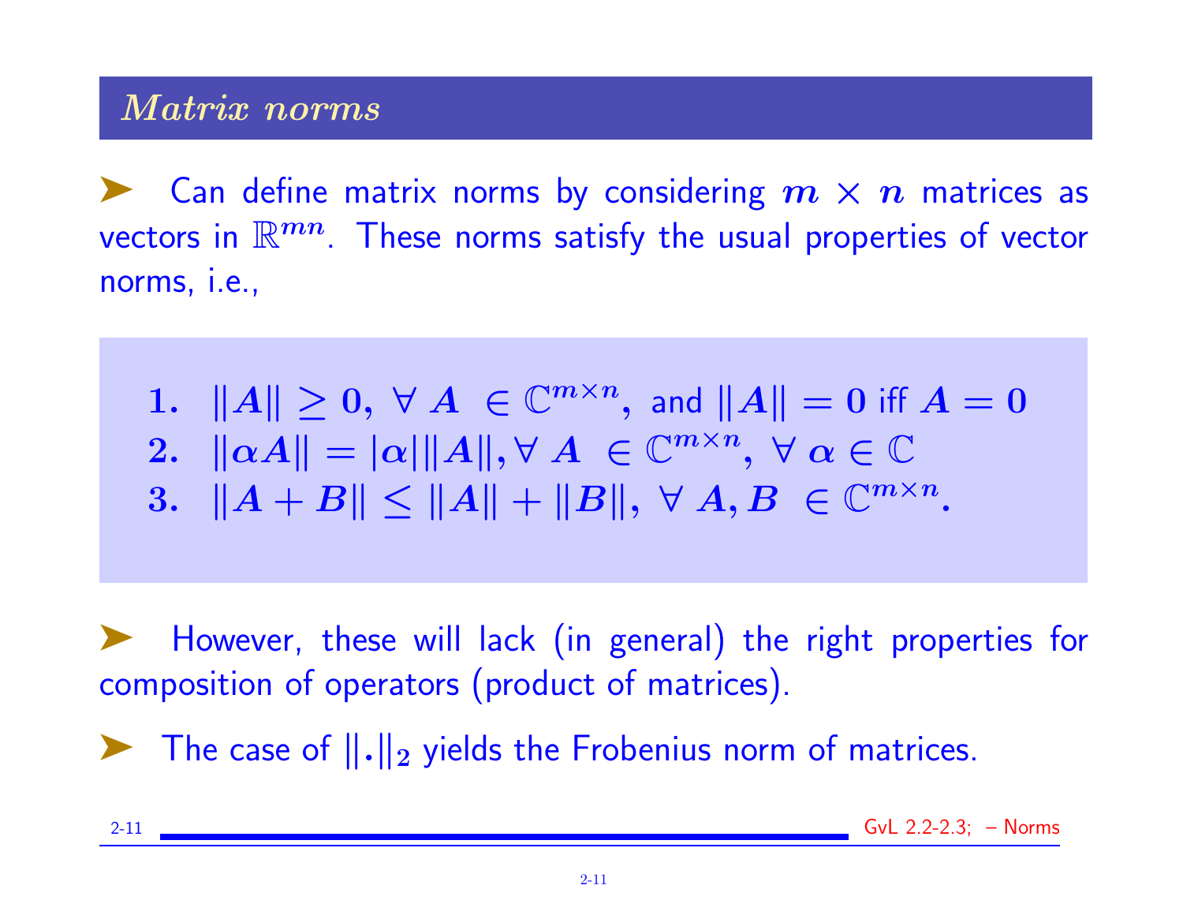## *Matrix norms*

- Can define matrix norms by considering $m \times n$ matrices as vectors in $\mathbb{R}^{mn}$. These norms satisfy the usual properties of vector norms, i.e.,

$$
\begin{array}{ll}
\mathbf{1.} & \|A\| \geq 0, \ \forall \ A \ \in \mathbb{C}^{m \times n}, \text{ and } \|A\| = 0 \text{ iff } A = 0 \\
\mathbf{2.} & \|\alpha A\| = |\alpha| \|A\|, \forall \ A \ \in \mathbb{C}^{m \times n}, \ \forall \ \alpha \in \mathbb{C} \\
\mathbf{3.} & \|A + B\| \leq \|A\| + \|B\|, \ \forall \ A, B \ \in \mathbb{C}^{m \times n}.
\end{array}
$$

- However, these will lack (in general) the right properties for composition of operators (product of matrices).

- The case of $\|.\|_2$ yields the Frobenius norm of matrices.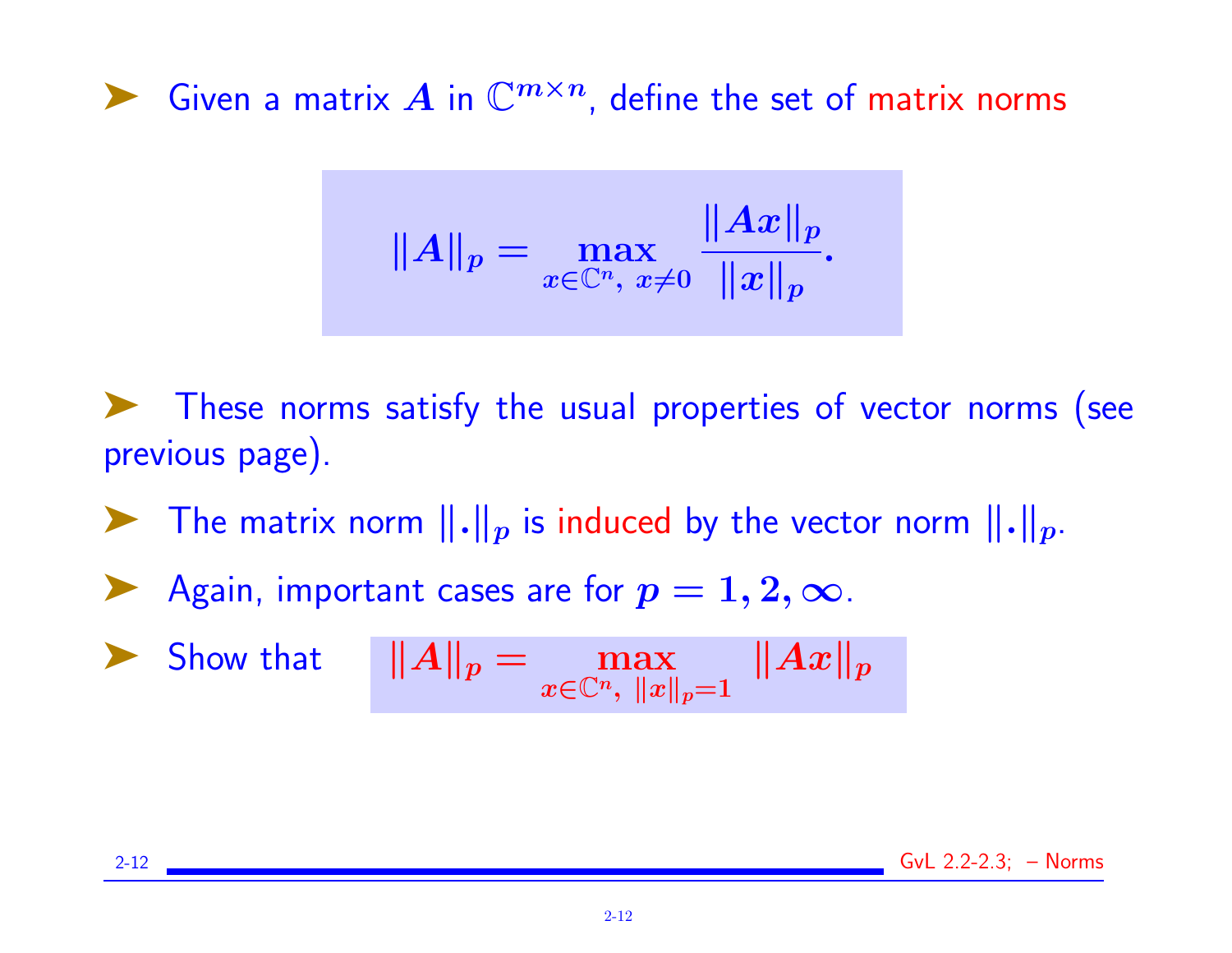- Given a matrix $A$ in $\mathbb{C}^{m \times n}$, define the set of matrix norms

$$\|A\|_p = \max_{x \in \mathbb{C}^n,\ x \neq 0} \frac{\|Ax\|_p}{\|x\|_p}.$$

- These norms satisfy the usual properties of vector norms (see previous page).

- The matrix norm $\|.\|_p$ is induced by the vector norm $\|.\|_p$.

- Again, important cases are for $p = 1, 2, \infty$.

- Show that $\quad \|A\|_p = \max_{x \in \mathbb{C}^n,\ \|x\|_p = 1} \|Ax\|_p$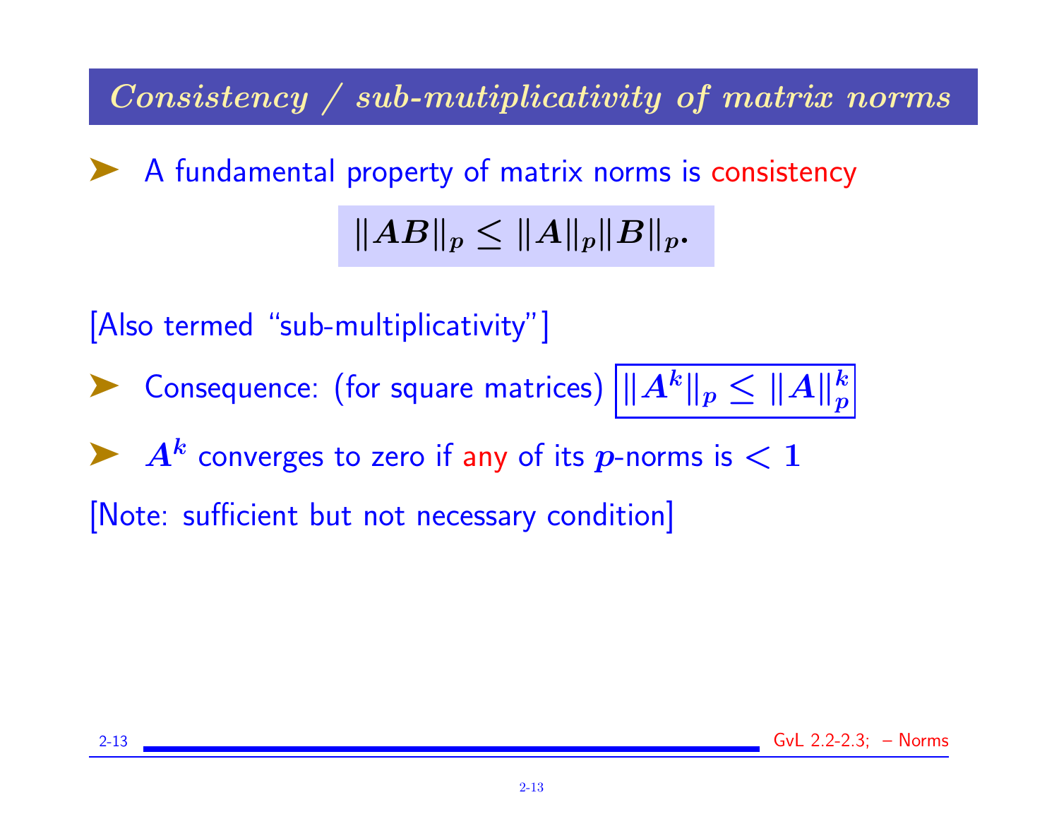## *Consistency / sub-mutiplicativity of matrix norms*

- A fundamental property of matrix norms is consistency

$$\|AB\|_p \leq \|A\|_p \|B\|_p.$$

[Also termed "sub-multiplicativity"]

- Consequence: (for square matrices) $\|A^k\|_p \leq \|A\|_p^k$
- $A^k$ converges to zero if any of its $p$-norms is $< 1$

[Note: sufficient but not necessary condition]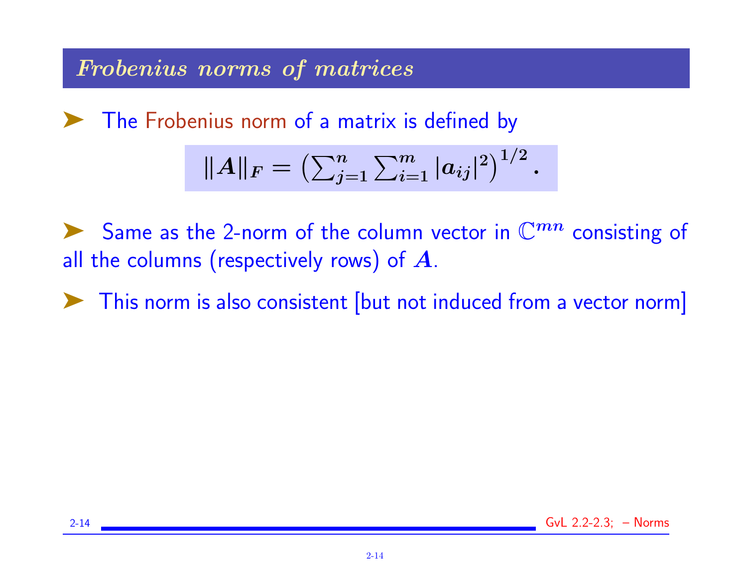## *Frobenius norms of matrices*

- The Frobenius norm of a matrix is defined by

$$\|A\|_F = \left(\sum_{j=1}^{n} \sum_{i=1}^{m} |a_{ij}|^2\right)^{1/2}.$$

- Same as the 2-norm of the column vector in $\mathbb{C}^{mn}$ consisting of all the columns (respectively rows) of $A$.

- This norm is also consistent [but not induced from a vector norm]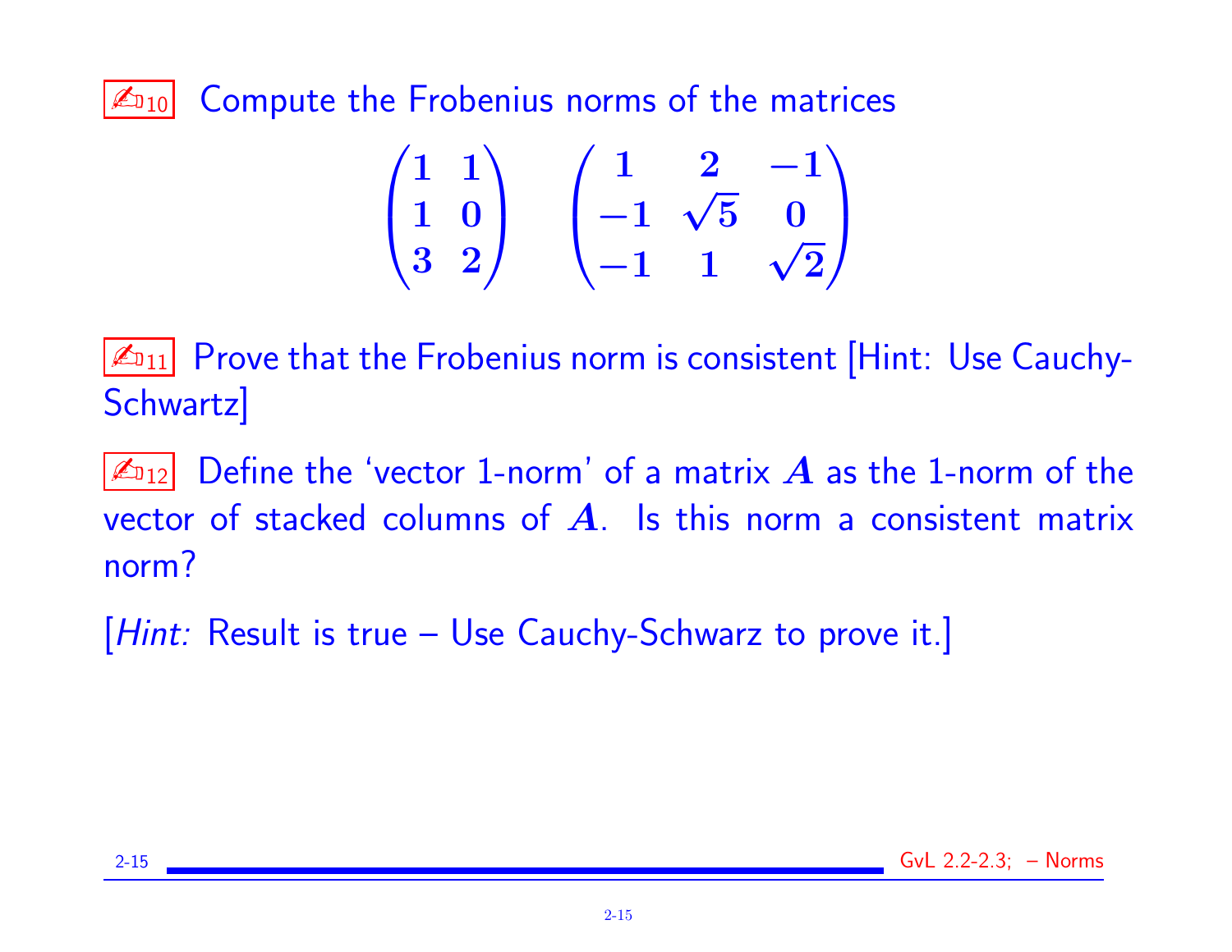✍10 Compute the Frobenius norms of the matrices

$$\begin{pmatrix} 1 & 1 \\ 1 & 0 \\ 3 & 2 \end{pmatrix} \quad \begin{pmatrix} 1 & 2 & -1 \\ -1 & \sqrt{5} & 0 \\ -1 & 1 & \sqrt{2} \end{pmatrix}$$

✍11 Prove that the Frobenius norm is consistent [Hint: Use Cauchy-Schwartz]

✍12 Define the 'vector 1-norm' of a matrix $A$ as the 1-norm of the vector of stacked columns of $A$. Is this norm a consistent matrix norm?

[*Hint:* Result is true – Use Cauchy-Schwarz to prove it.]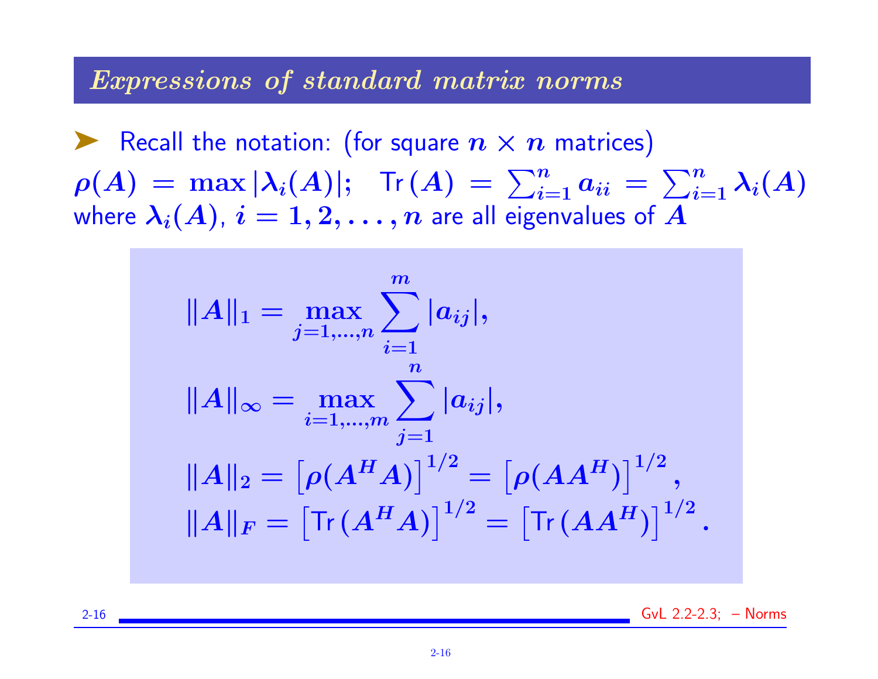## Expressions of standard matrix norms

- Recall the notation: (for square $n \times n$ matrices)

$\rho(A) = \max |\lambda_i(A)|$; $\mathrm{Tr}\,(A) = \sum_{i=1}^{n} a_{ii} = \sum_{i=1}^{n} \lambda_i(A)$ where $\lambda_i(A)$, $i = 1, 2, \ldots, n$ are all eigenvalues of $A$

$$\|A\|_1 = \max_{j=1,\ldots,n} \sum_{i=1}^{m} |a_{ij}|,$$

$$\|A\|_\infty = \max_{i=1,\ldots,m} \sum_{j=1}^{n} |a_{ij}|,$$

$$\|A\|_2 = \left[\rho(A^H A)\right]^{1/2} = \left[\rho(A A^H)\right]^{1/2},$$

$$\|A\|_F = \left[\mathrm{Tr}\,(A^H A)\right]^{1/2} = \left[\mathrm{Tr}\,(A A^H)\right]^{1/2}.$$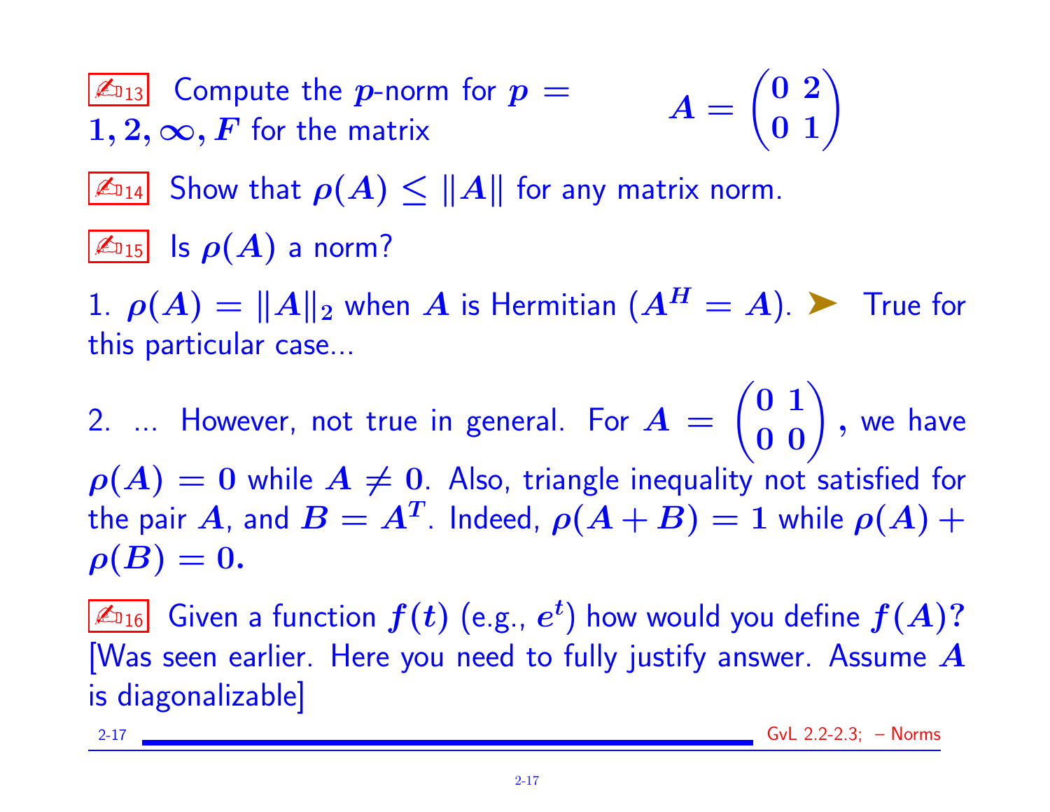✍13 Compute the $p$-norm for $p = 1, 2, \infty, F$ for the matrix

$$A = \begin{pmatrix} 0 & 2 \\ 0 & 1 \end{pmatrix}$$

✍14 Show that $\rho(A) \leq \|A\|$ for any matrix norm.

✍15 Is $\rho(A)$ a norm?

1. $\rho(A) = \|A\|_2$ when $A$ is Hermitian ($A^H = A$). ➤ True for this particular case...

2. ... However, not true in general. For $A = \begin{pmatrix} 0 & 1 \\ 0 & 0 \end{pmatrix}$, we have $\rho(A) = 0$ while $A \neq 0$. Also, triangle inequality not satisfied for the pair $A$, and $B = A^T$. Indeed, $\rho(A + B) = 1$ while $\rho(A) + \rho(B) = 0$.

✍16 Given a function $f(t)$ (e.g., $e^t$) how would you define $f(A)$? [Was seen earlier. Here you need to fully justify answer. Assume $A$ is diagonalizable]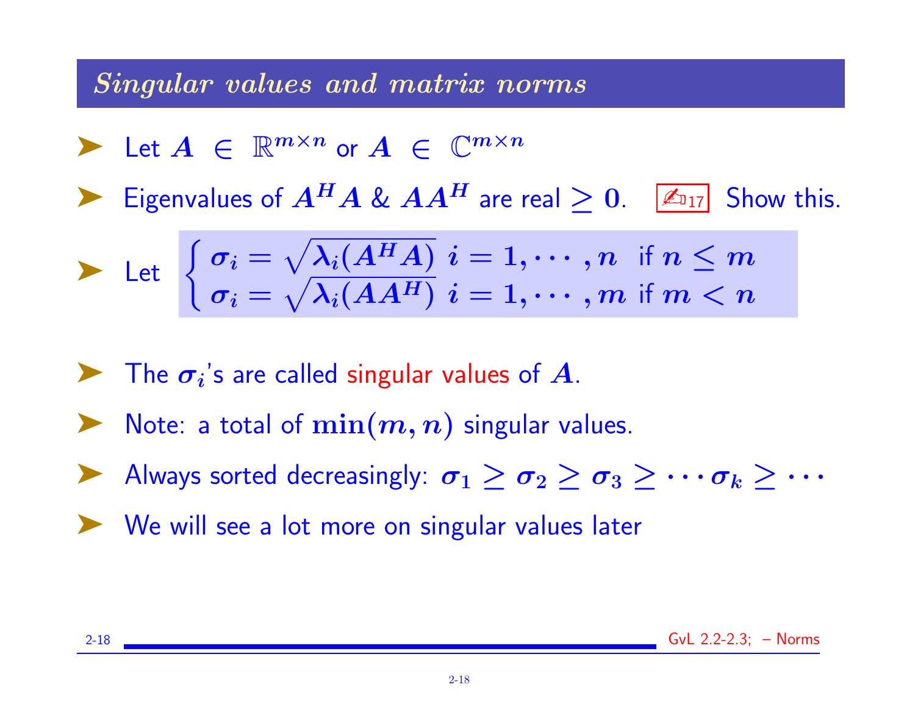## *Singular values and matrix norms*

- Let $A \in \mathbb{R}^{m\times n}$ or $A \in \mathbb{C}^{m\times n}$
- Eigenvalues of $A^H A$ & $AA^H$ are real $\geq 0$. [✍17] Show this.
- Let $\begin{cases} \sigma_i = \sqrt{\lambda_i(A^H A)} \; i = 1, \cdots, n \text{ if } n \leq m \\ \sigma_i = \sqrt{\lambda_i(AA^H)} \; i = 1, \cdots, m \text{ if } m < n \end{cases}$
- The $\sigma_i$'s are called singular values of $A$.
- Note: a total of $\min(m, n)$ singular values.
- Always sorted decreasingly: $\sigma_1 \geq \sigma_2 \geq \sigma_3 \geq \cdots \sigma_k \geq \cdots$
- We will see a lot more on singular values later

GvL 2.2-2.3; – Norms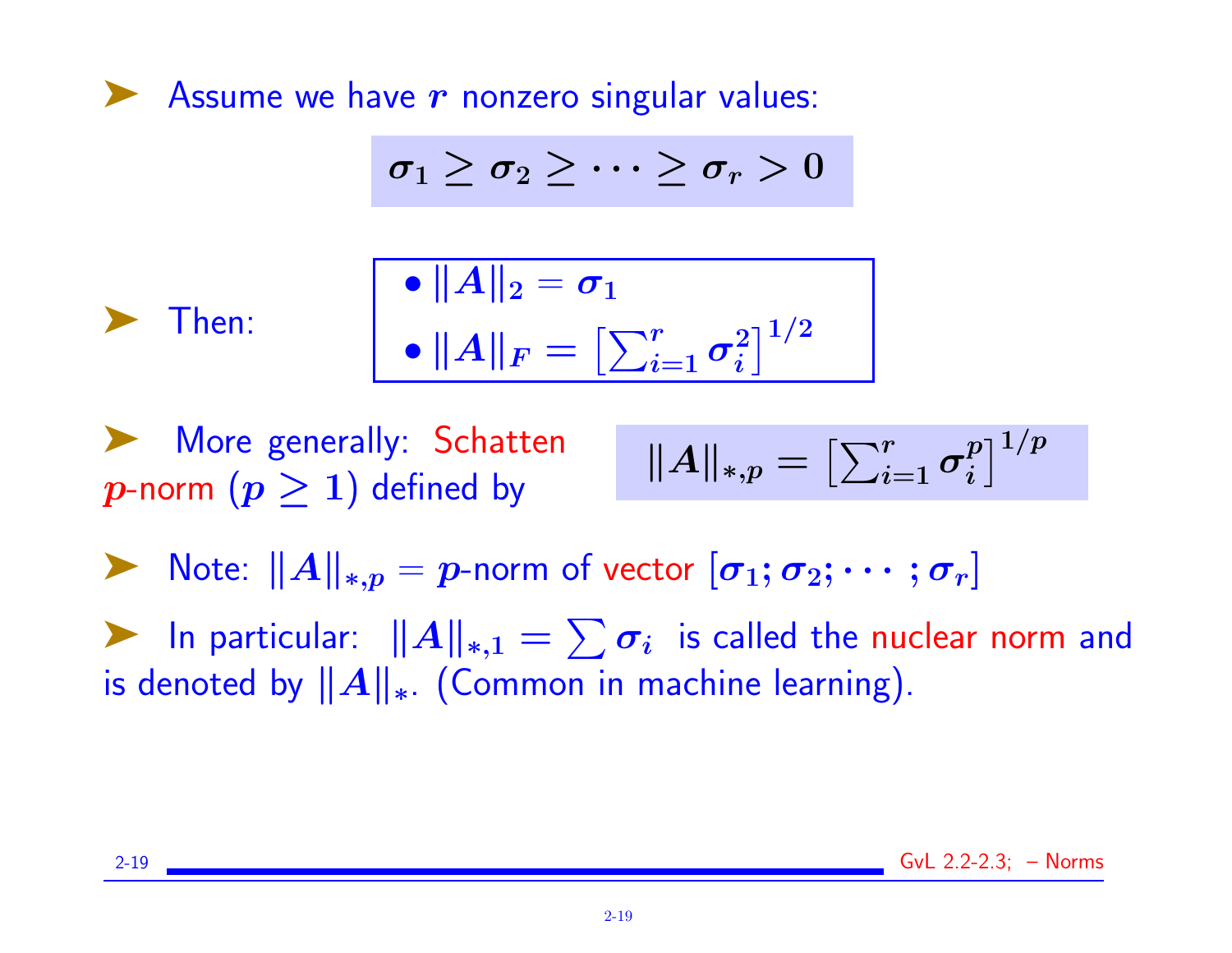- Assume we have $r$ nonzero singular values:

$$\sigma_1 \geq \sigma_2 \geq \cdots \geq \sigma_r > 0$$

- Then:

$$\bullet \ \|A\|_2 = \sigma_1$$

$$\bullet \ \|A\|_F = \left[\sum_{i=1}^{r} \sigma_i^2\right]^{1/2}$$

- More generally: Schatten $p$-norm ($p \geq 1$) defined by

$$\|A\|_{*,p} = \left[\sum_{i=1}^{r} \sigma_i^p\right]^{1/p}$$

- Note: $\|A\|_{*,p} = p$-norm of vector $[\sigma_1; \sigma_2; \cdots; \sigma_r]$

- In particular: $\|A\|_{*,1} = \sum \sigma_i$ is called the nuclear norm and is denoted by $\|A\|_*$. (Common in machine learning).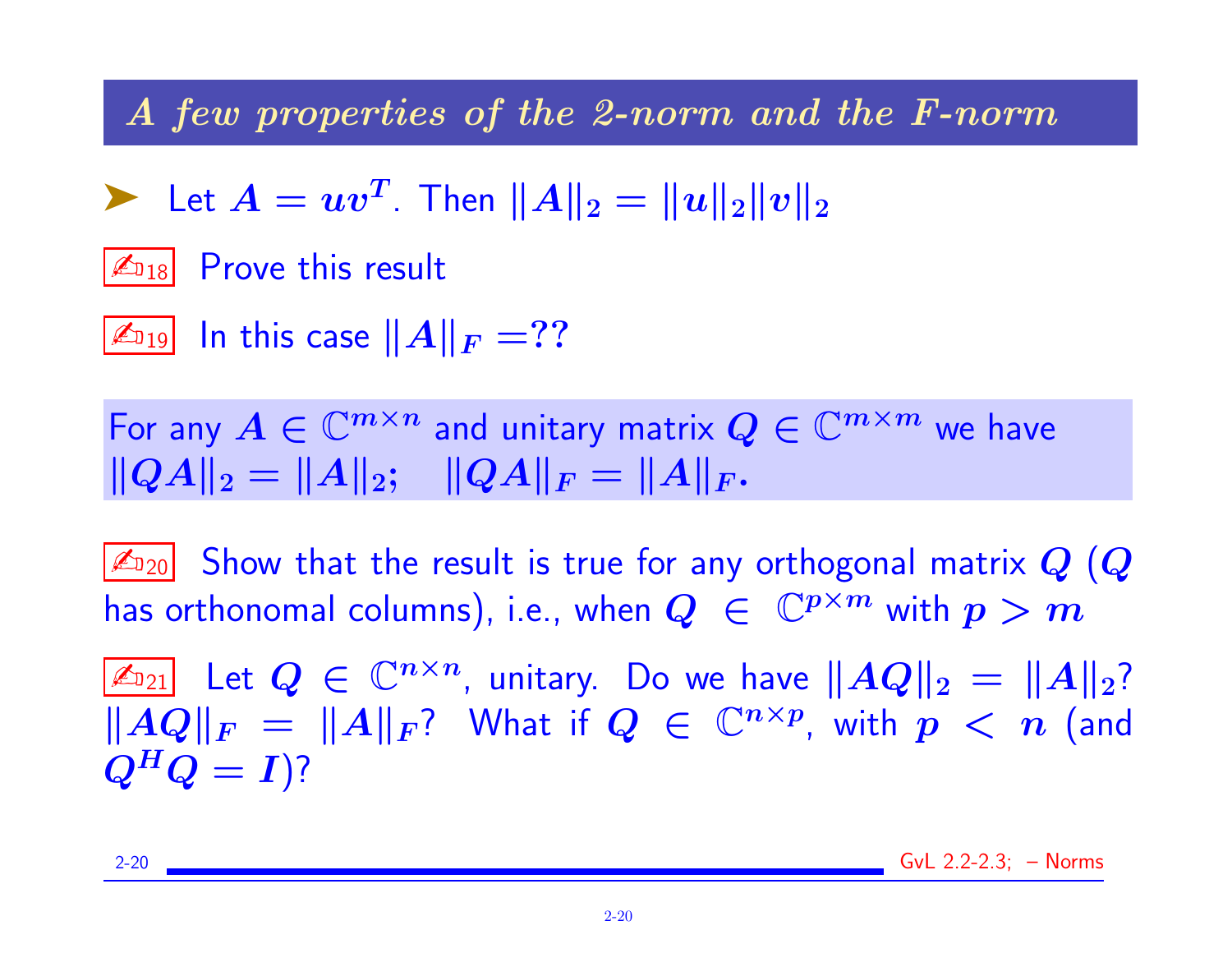## A few properties of the 2-norm and the F-norm

- Let $A = uv^T$. Then $\|A\|_2 = \|u\|_2 \|v\|_2$

✍18 Prove this result

✍19 In this case $\|A\|_F = ??$

For any $A \in \mathbb{C}^{m\times n}$ and unitary matrix $Q \in \mathbb{C}^{m\times m}$ we have $\|QA\|_2 = \|A\|_2; \quad \|QA\|_F = \|A\|_F$.

✍20 Show that the result is true for any orthogonal matrix $Q$ ($Q$ has orthonomal columns), i.e., when $Q \in \mathbb{C}^{p\times m}$ with $p > m$

✍21 Let $Q \in \mathbb{C}^{n\times n}$, unitary. Do we have $\|AQ\|_2 = \|A\|_2$? $\|AQ\|_F = \|A\|_F$? What if $Q \in \mathbb{C}^{n\times p}$, with $p < n$ (and $Q^H Q = I$)?